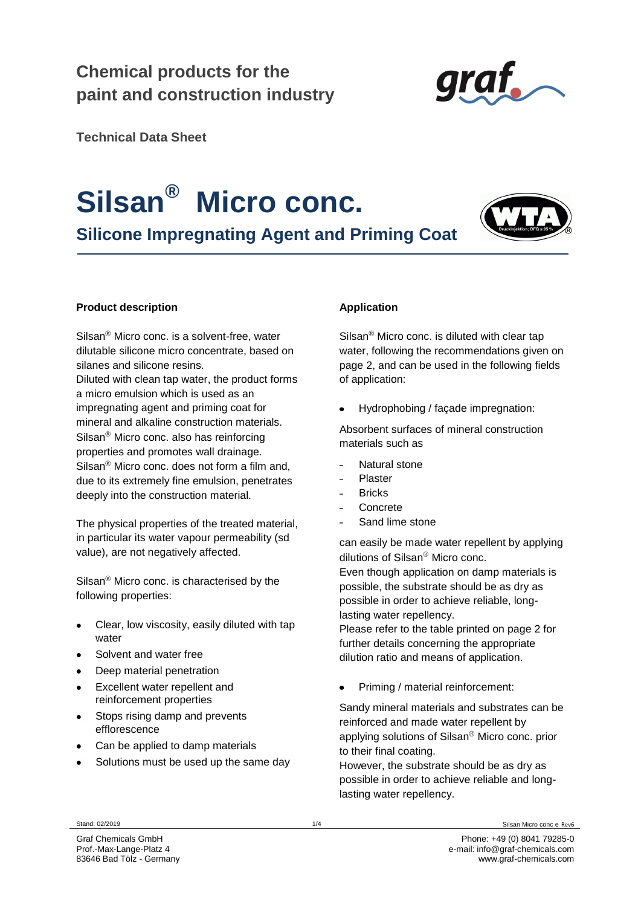## Chemical products for the paint and construction industry

**Technical Data Sheet**

# Silsan® Micro conc.

## Silicone Impregnating Agent and Priming Coat

### Product description

Silsan® Micro conc. is a solvent-free, water dilutable silicone micro concentrate, based on silanes and silicone resins.
Diluted with clean tap water, the product forms a micro emulsion which is used as an impregnating agent and priming coat for mineral and alkaline construction materials.
Silsan® Micro conc. also has reinforcing properties and promotes wall drainage.
Silsan® Micro conc. does not form a film and, due to its extremely fine emulsion, penetrates deeply into the construction material.

The physical properties of the treated material, in particular its water vapour permeability (sd value), are not negatively affected.

Silsan® Micro conc. is characterised by the following properties:

- Clear, low viscosity, easily diluted with tap water
- Solvent and water free
- Deep material penetration
- Excellent water repellent and reinforcement properties
- Stops rising damp and prevents efflorescence
- Can be applied to damp materials
- Solutions must be used up the same day

### Application

Silsan® Micro conc. is diluted with clear tap water, following the recommendations given on page 2, and can be used in the following fields of application:

- Hydrophobing / façade impregnation:

Absorbent surfaces of mineral construction materials such as

- Natural stone
- Plaster
- Bricks
- Concrete
- Sand lime stone

can easily be made water repellent by applying dilutions of Silsan® Micro conc.
Even though application on damp materials is possible, the substrate should be as dry as possible in order to achieve reliable, long-lasting water repellency.
Please refer to the table printed on page 2 for further details concerning the appropriate dilution ratio and means of application.

- Priming / material reinforcement:

Sandy mineral materials and substrates can be reinforced and made water repellent by applying solutions of Silsan® Micro conc. prior to their final coating.
However, the substrate should be as dry as possible in order to achieve reliable and long-lasting water repellency.

Stand: 02/2019

Graf Chemicals GmbH
Prof.-Max-Lange-Platz 4
83646 Bad Tölz - Germany

Phone: +49 (0) 8041 79285-0
e-mail: info@graf-chemicals.com
www.graf-chemicals.com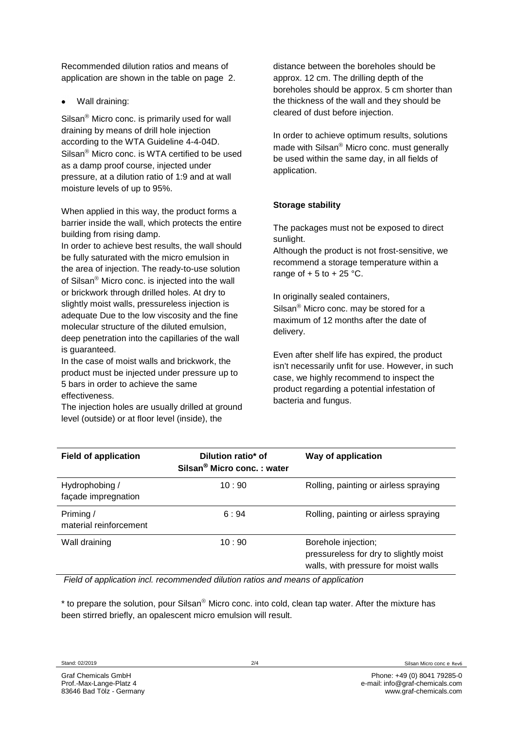Recommended dilution ratios and means of application are shown in the table on page 2.

- Wall draining:

Silsan® Micro conc. is primarily used for wall draining by means of drill hole injection according to the WTA Guideline 4-4-04D. Silsan® Micro conc. is WTA certified to be used as a damp proof course, injected under pressure, at a dilution ratio of 1:9 and at wall moisture levels of up to 95%.

When applied in this way, the product forms a barrier inside the wall, which protects the entire building from rising damp.
In order to achieve best results, the wall should be fully saturated with the micro emulsion in the area of injection. The ready-to-use solution of Silsan® Micro conc. is injected into the wall or brickwork through drilled holes. At dry to slightly moist walls, pressureless injection is adequate Due to the low viscosity and the fine molecular structure of the diluted emulsion, deep penetration into the capillaries of the wall is guaranteed.
In the case of moist walls and brickwork, the product must be injected under pressure up to 5 bars in order to achieve the same effectiveness.
The injection holes are usually drilled at ground level (outside) or at floor level (inside), the distance between the boreholes should be approx. 12 cm. The drilling depth of the boreholes should be approx. 5 cm shorter than the thickness of the wall and they should be cleared of dust before injection.

In order to achieve optimum results, solutions made with Silsan® Micro conc. must generally be used within the same day, in all fields of application.

**Storage stability**

The packages must not be exposed to direct sunlight.
Although the product is not frost-sensitive, we recommend a storage temperature within a range of + 5 to + 25 °C.

In originally sealed containers, Silsan® Micro conc. may be stored for a maximum of 12 months after the date of delivery.

Even after shelf life has expired, the product isn't necessarily unfit for use. However, in such case, we highly recommend to inspect the product regarding a potential infestation of bacteria and fungus.

| Field of application | Dilution ratio* of Silsan® Micro conc. : water | Way of application |
|---|---|---|
| Hydrophobing / façade impregnation | 10 : 90 | Rolling, painting or airless spraying |
| Priming / material reinforcement | 6 : 94 | Rolling, painting or airless spraying |
| Wall draining | 10 : 90 | Borehole injection; pressureless for dry to slightly moist walls, with pressure for moist walls |

*Field of application incl. recommended dilution ratios and means of application*

* to prepare the solution, pour Silsan® Micro conc. into cold, clean tap water. After the mixture has been stirred briefly, an opalescent micro emulsion will result.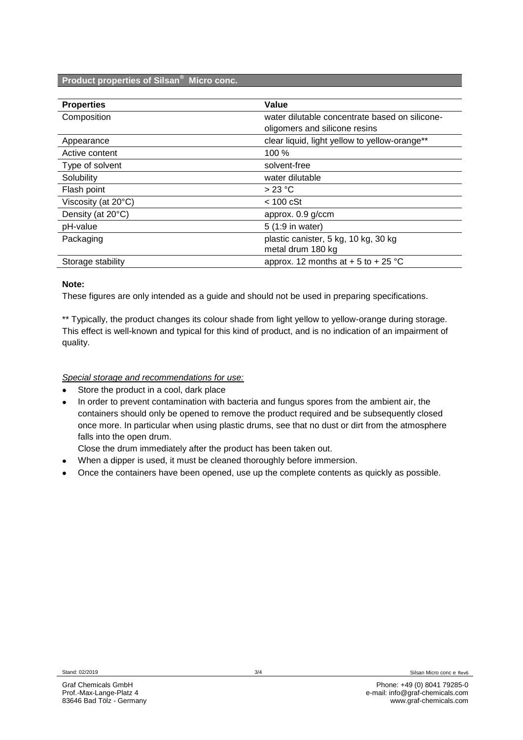## Product properties of Silsan® Micro conc.

| Properties | Value |
|---|---|
| Composition | water dilutable concentrate based on silicone-oligomers and silicone resins |
| Appearance | clear liquid, light yellow to yellow-orange** |
| Active content | 100 % |
| Type of solvent | solvent-free |
| Solubility | water dilutable |
| Flash point | > 23 °C |
| Viscosity (at 20°C) | < 100 cSt |
| Density (at 20°C) | approx. 0.9 g/ccm |
| pH-value | 5 (1:9 in water) |
| Packaging | plastic canister, 5 kg, 10 kg, 30 kg<br>metal drum 180 kg |
| Storage stability | approx. 12 months at + 5 to + 25 °C |

**Note:**

These figures are only intended as a guide and should not be used in preparing specifications.

** Typically, the product changes its colour shade from light yellow to yellow-orange during storage. This effect is well-known and typical for this kind of product, and is no indication of an impairment of quality.

*Special storage and recommendations for use:*

- Store the product in a cool, dark place
- In order to prevent contamination with bacteria and fungus spores from the ambient air, the containers should only be opened to remove the product required and be subsequently closed once more. In particular when using plastic drums, see that no dust or dirt from the atmosphere falls into the open drum.
  Close the drum immediately after the product has been taken out.
- When a dipper is used, it must be cleaned thoroughly before immersion.
- Once the containers have been opened, use up the complete contents as quickly as possible.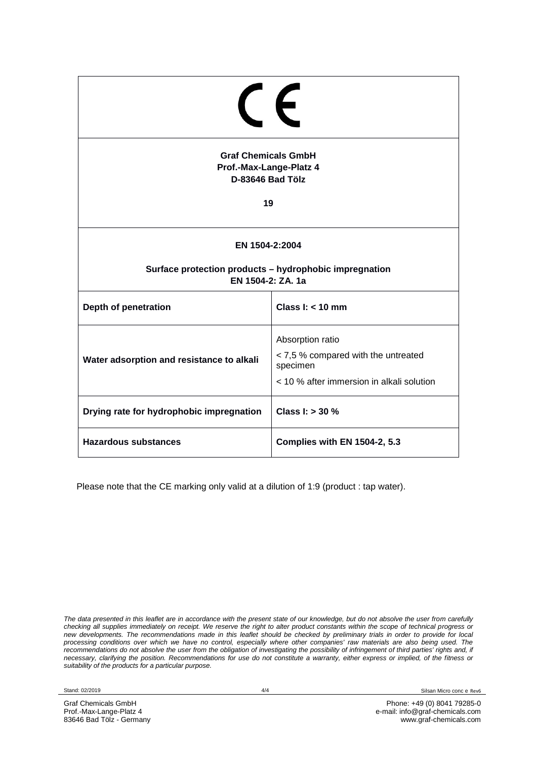CE

**Graf Chemicals GmbH**
**Prof.-Max-Lange-Platz 4**
**D-83646 Bad Tölz**

**19**

**EN 1504-2:2004**

**Surface protection products – hydrophobic impregnation**
**EN 1504-2: ZA. 1a**

| | |
|---|---|
| **Depth of penetration** | **Class I: < 10 mm** |
| **Water adsorption and resistance to alkali** | Absorption ratio<br>< 7,5 % compared with the untreated specimen<br>< 10 % after immersion in alkali solution |
| **Drying rate for hydrophobic impregnation** | **Class I: > 30 %** |
| **Hazardous substances** | **Complies with EN 1504-2, 5.3** |

Please note that the CE marking only valid at a dilution of 1:9 (product : tap water).

*The data presented in this leaflet are in accordance with the present state of our knowledge, but do not absolve the user from carefully checking all supplies immediately on receipt. We reserve the right to alter product constants within the scope of technical progress or new developments. The recommendations made in this leaflet should be checked by preliminary trials in order to provide for local processing conditions over which we have no control, especially where other companies' raw materials are also being used. The recommendations do not absolve the user from the obligation of investigating the possibility of infringement of third parties' rights and, if necessary, clarifying the position. Recommendations for use do not constitute a warranty, either express or implied, of the fitness or suitability of the products for a particular purpose.*

Stand: 02/2019 Silsan Micro conc e Rev6

Graf Chemicals GmbH
Prof.-Max-Lange-Platz 4
83646 Bad Tölz - Germany

Phone: +49 (0) 8041 79285-0
e-mail: info@graf-chemicals.com
www.graf-chemicals.com